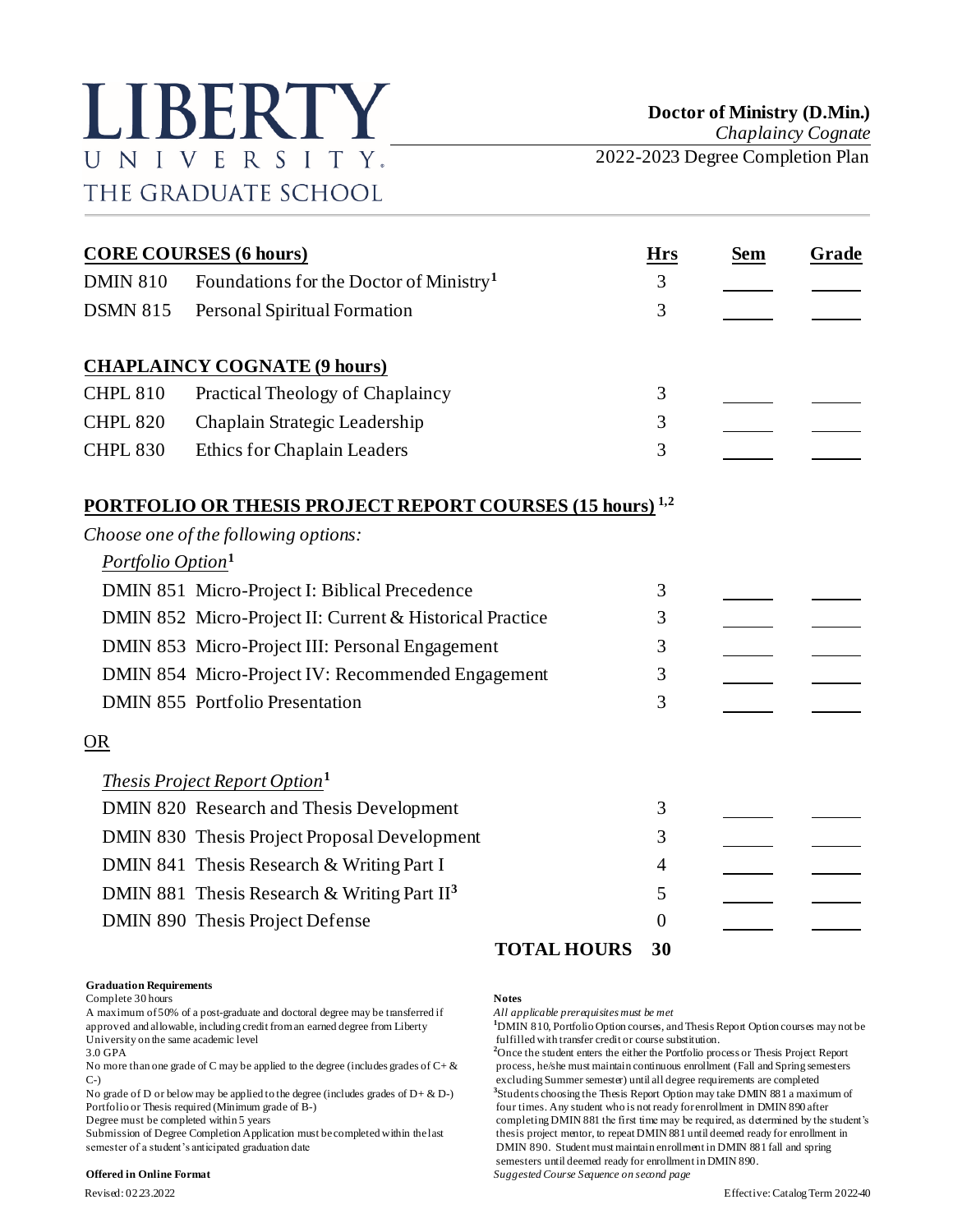# LIBERTY UNIVERSITY
THE GRADUATE SCHOOL

**Doctor of Ministry (D.Min.)**
*Chaplaincy Cognate*
2022-2023 Degree Completion Plan

| **CORE COURSES (6 hours)** | | **Hrs** | **Sem** | **Grade** |
|---|---|---|---|---|
| DMIN 810 | Foundations for the Doctor of Ministry[1] | 3 | | |
| DSMN 815 | Personal Spiritual Formation | 3 | | |
| **CHAPLAINCY COGNATE (9 hours)** | | | | |
| CHPL 810 | Practical Theology of Chaplaincy | 3 | | |
| CHPL 820 | Chaplain Strategic Leadership | 3 | | |
| CHPL 830 | Ethics for Chaplain Leaders | 3 | | |

**PORTFOLIO OR THESIS PROJECT REPORT COURSES (15 hours)[1,2]**

*Choose one of the following options:*

*Portfolio Option*[1]

| Course | Title | Hrs | Sem | Grade |
|---|---|---|---|---|
| DMIN 851 | Micro-Project I: Biblical Precedence | 3 | | |
| DMIN 852 | Micro-Project II: Current & Historical Practice | 3 | | |
| DMIN 853 | Micro-Project III: Personal Engagement | 3 | | |
| DMIN 854 | Micro-Project IV: Recommended Engagement | 3 | | |
| DMIN 855 | Portfolio Presentation | 3 | | |

OR

*Thesis Project Report Option*[1]

| Course | Title | Hrs | Sem | Grade |
|---|---|---|---|---|
| DMIN 820 | Research and Thesis Development | 3 | | |
| DMIN 830 | Thesis Project Proposal Development | 3 | | |
| DMIN 841 | Thesis Research & Writing Part I | 4 | | |
| DMIN 881 | Thesis Research & Writing Part II[3] | 5 | | |
| DMIN 890 | Thesis Project Defense | 0 | | |
| | **TOTAL HOURS** | **30** | | |

**Graduation Requirements**

Complete 30 hours
A maximum of 50% of a post-graduate and doctoral degree may be transferred if approved and allowable, including credit from an earned degree from Liberty University on the same academic level
3.0 GPA
No more than one grade of C may be applied to the degree (includes grades of C+ & C-)
No grade of D or below may be applied to the degree (includes grades of D+ & D-)
Portfolio or Thesis required (Minimum grade of B-)
Degree must be completed within 5 years
Submission of Degree Completion Application must be completed within the last semester of a student's anticipated graduation date

**Offered in Online Format**

**Notes**

*All applicable prerequisites must be met*
[1]DMIN 810, Portfolio Option courses, and Thesis Report Option courses may not be fulfilled with transfer credit or course substitution.
[2]Once the student enters the either the Portfolio process or Thesis Project Report process, he/she must maintain continuous enrollment (Fall and Spring semesters excluding Summer semester) until all degree requirements are completed
[3]Students choosing the Thesis Report Option may take DMIN 881 a maximum of four times. Any student who is not ready for enrollment in DMIN 890 after completing DMIN 881 the first time may be required, as determined by the student's thesis project mentor, to repeat DMIN 881 until deemed ready for enrollment in DMIN 890. Student must maintain enrollment in DMIN 881 fall and spring semesters until deemed ready for enrollment in DMIN 890.
*Suggested Course Sequence on second page*

Revised: 02.23.2022

Effective: Catalog Term 2022-40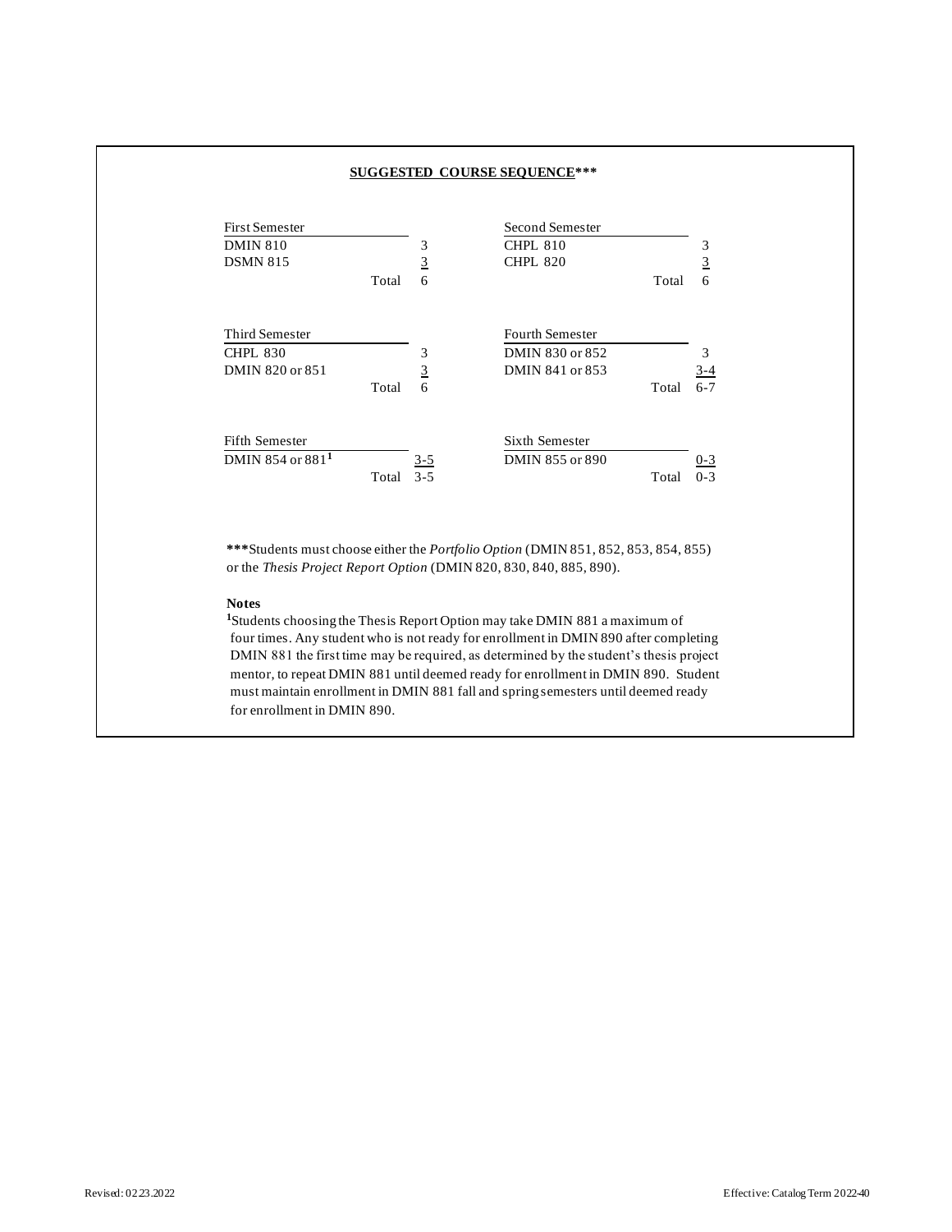## SUGGESTED COURSE SEQUENCE***

| First Semester | | Second Semester | |
|---|---|---|---|
| DMIN 810 | 3 | CHPL 810 | 3 |
| DSMN 815 | 3 | CHPL 820 | 3 |
| Total | 6 | Total | 6 |

| Third Semester | | Fourth Semester | |
|---|---|---|---|
| CHPL 830 | 3 | DMIN 830 or 852 | 3 |
| DMIN 820 or 851 | 3 | DMIN 841 or 853 | 3-4 |
| Total | 6 | Total | 6-7 |

| Fifth Semester | | Sixth Semester | |
|---|---|---|---|
| DMIN 854 or 881[1] | 3-5 | DMIN 855 or 890 | 0-3 |
| Total | 3-5 | Total | 0-3 |

*****Students must choose either the *Portfolio Option* (DMIN 851, 852, 853, 854, 855) or the *Thesis Project Report Option* (DMIN 820, 830, 840, 885, 890).

**Notes**

[1]Students choosing the Thesis Report Option may take DMIN 881 a maximum of four times. Any student who is not ready for enrollment in DMIN 890 after completing DMIN 881 the first time may be required, as determined by the student's thesis project mentor, to repeat DMIN 881 until deemed ready for enrollment in DMIN 890. Student must maintain enrollment in DMIN 881 fall and spring semesters until deemed ready for enrollment in DMIN 890.

Revised: 02.23.2022

Effective: Catalog Term 2022-40